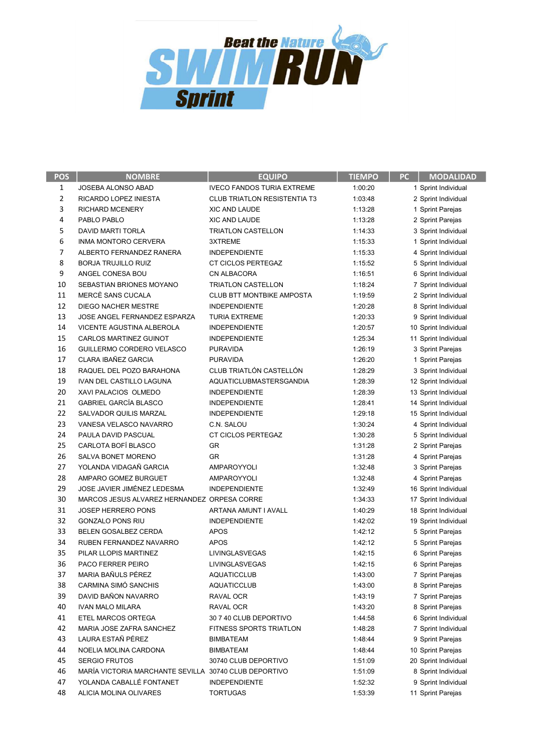# Beat the Nature SWIMRUN Sprint

| POS | NOMBRE | EQUIPO | TIEMPO | PC | MODALIDAD |
|---|---|---|---|---|---|
| 1 | JOSEBA ALONSO ABAD | IVECO FANDOS TURIA EXTREME | 1:00:20 | 1 | Sprint Individual |
| 2 | RICARDO LOPEZ INIESTA | CLUB TRIATLON RESISTENTIA T3 | 1:03:48 | 2 | Sprint Individual |
| 3 | RICHARD MCENERY | XIC AND LAUDE | 1:13:28 | 1 | Sprint Parejas |
| 4 | PABLO PABLO | XIC AND LAUDE | 1:13:28 | 2 | Sprint Parejas |
| 5 | DAVID MARTI TORLA | TRIATLON CASTELLON | 1:14:33 | 3 | Sprint Individual |
| 6 | INMA MONTORO CERVERA | 3XTREME | 1:15:33 | 1 | Sprint Individual |
| 7 | ALBERTO FERNANDEZ RANERA | INDEPENDIENTE | 1:15:33 | 4 | Sprint Individual |
| 8 | BORJA TRUJILLO RUIZ | CT CICLOS PERTEGAZ | 1:15:52 | 5 | Sprint Individual |
| 9 | ANGEL CONESA BOU | CN ALBACORA | 1:16:51 | 6 | Sprint Individual |
| 10 | SEBASTIAN BRIONES MOYANO | TRIATLON CASTELLON | 1:18:24 | 7 | Sprint Individual |
| 11 | MERCÈ SANS CUCALA | CLUB BTT MONTBIKE AMPOSTA | 1:19:59 | 2 | Sprint Individual |
| 12 | DIEGO NACHER MESTRE | INDEPENDIENTE | 1:20:28 | 8 | Sprint Individual |
| 13 | JOSE ANGEL FERNANDEZ ESPARZA | TURIA EXTREME | 1:20:33 | 9 | Sprint Individual |
| 14 | VICENTE AGUSTINA ALBEROLA | INDEPENDIENTE | 1:20:57 | 10 | Sprint Individual |
| 15 | CARLOS MARTINEZ GUINOT | INDEPENDIENTE | 1:25:34 | 11 | Sprint Individual |
| 16 | GUILLERMO CORDERO VELASCO | PURAVIDA | 1:26:19 | 3 | Sprint Parejas |
| 17 | CLARA IBAÑEZ GARCIA | PURAVIDA | 1:26:20 | 1 | Sprint Parejas |
| 18 | RAQUEL DEL POZO BARAHONA | CLUB TRIATLÓN CASTELLÓN | 1:28:29 | 3 | Sprint Individual |
| 19 | IVAN DEL CASTILLO LAGUNA | AQUATICLUBMASTERSGANDIA | 1:28:39 | 12 | Sprint Individual |
| 20 | XAVI PALACIOS  OLMEDO | INDEPENDIENTE | 1:28:39 | 13 | Sprint Individual |
| 21 | GABRIEL GARCÍA BLASCO | INDEPENDIENTE | 1:28:41 | 14 | Sprint Individual |
| 22 | SALVADOR QUILIS MARZAL | INDEPENDIENTE | 1:29:18 | 15 | Sprint Individual |
| 23 | VANESA VELASCO NAVARRO | C.N. SALOU | 1:30:24 | 4 | Sprint Individual |
| 24 | PAULA DAVID PASCUAL | CT CICLOS PERTEGAZ | 1:30:28 | 5 | Sprint Individual |
| 25 | CARLOTA BOFÍ BLASCO | GR | 1:31:28 | 2 | Sprint Parejas |
| 26 | SALVA BONET MORENO | GR | 1:31:28 | 4 | Sprint Parejas |
| 27 | YOLANDA VIDAGAÑ GARCIA | AMPAROYYOLI | 1:32:48 | 3 | Sprint Parejas |
| 28 | AMPARO GOMEZ BURGUET | AMPAROYYOLI | 1:32:48 | 4 | Sprint Parejas |
| 29 | JOSE JAVIER JIMÉNEZ LEDESMA | INDEPENDIENTE | 1:32:49 | 16 | Sprint Individual |
| 30 | MARCOS JESUS ALVAREZ HERNANDEZ | ORPESA CORRE | 1:34:33 | 17 | Sprint Individual |
| 31 | JOSEP HERRERO PONS | ARTANA AMUNT I AVALL | 1:40:29 | 18 | Sprint Individual |
| 32 | GONZALO PONS RIU | INDEPENDIENTE | 1:42:02 | 19 | Sprint Individual |
| 33 | BELEN GOSALBEZ CERDA | APOS | 1:42:12 | 5 | Sprint Parejas |
| 34 | RUBEN FERNANDEZ NAVARRO | APOS | 1:42:12 | 5 | Sprint Parejas |
| 35 | PILAR LLOPIS MARTINEZ | LIVINGLASVEGAS | 1:42:15 | 6 | Sprint Parejas |
| 36 | PACO FERRER PEIRO | LIVINGLASVEGAS | 1:42:15 | 6 | Sprint Parejas |
| 37 | MARIA BAÑULS PÉREZ | AQUATICCLUB | 1:43:00 | 7 | Sprint Parejas |
| 38 | CARMINA SIMÓ SANCHIS | AQUATICCLUB | 1:43:00 | 8 | Sprint Parejas |
| 39 | DAVID BAÑON NAVARRO | RAVAL OCR | 1:43:19 | 7 | Sprint Parejas |
| 40 | IVAN MALO MILARA | RAVAL OCR | 1:43:20 | 8 | Sprint Parejas |
| 41 | ETEL MARCOS ORTEGA | 30 7 40 CLUB DEPORTIVO | 1:44:58 | 6 | Sprint Individual |
| 42 | MARIA JOSE ZAFRA SANCHEZ | FITNESS SPORTS TRIATLON | 1:48:28 | 7 | Sprint Individual |
| 43 | LAURA ESTAÑ PÉREZ | BIMBATEAM | 1:48:44 | 9 | Sprint Parejas |
| 44 | NOELIA MOLINA CARDONA | BIMBATEAM | 1:48:44 | 10 | Sprint Parejas |
| 45 | SERGIO FRUTOS | 30740 CLUB DEPORTIVO | 1:51:09 | 20 | Sprint Individual |
| 46 | MARÍA VICTORIA MARCHANTE SEVILLA | 30740 CLUB DEPORTIVO | 1:51:09 | 8 | Sprint Individual |
| 47 | YOLANDA CABALLÉ FONTANET | INDEPENDIENTE | 1:52:32 | 9 | Sprint Individual |
| 48 | ALICIA MOLINA OLIVARES | TORTUGAS | 1:53:39 | 11 | Sprint Parejas |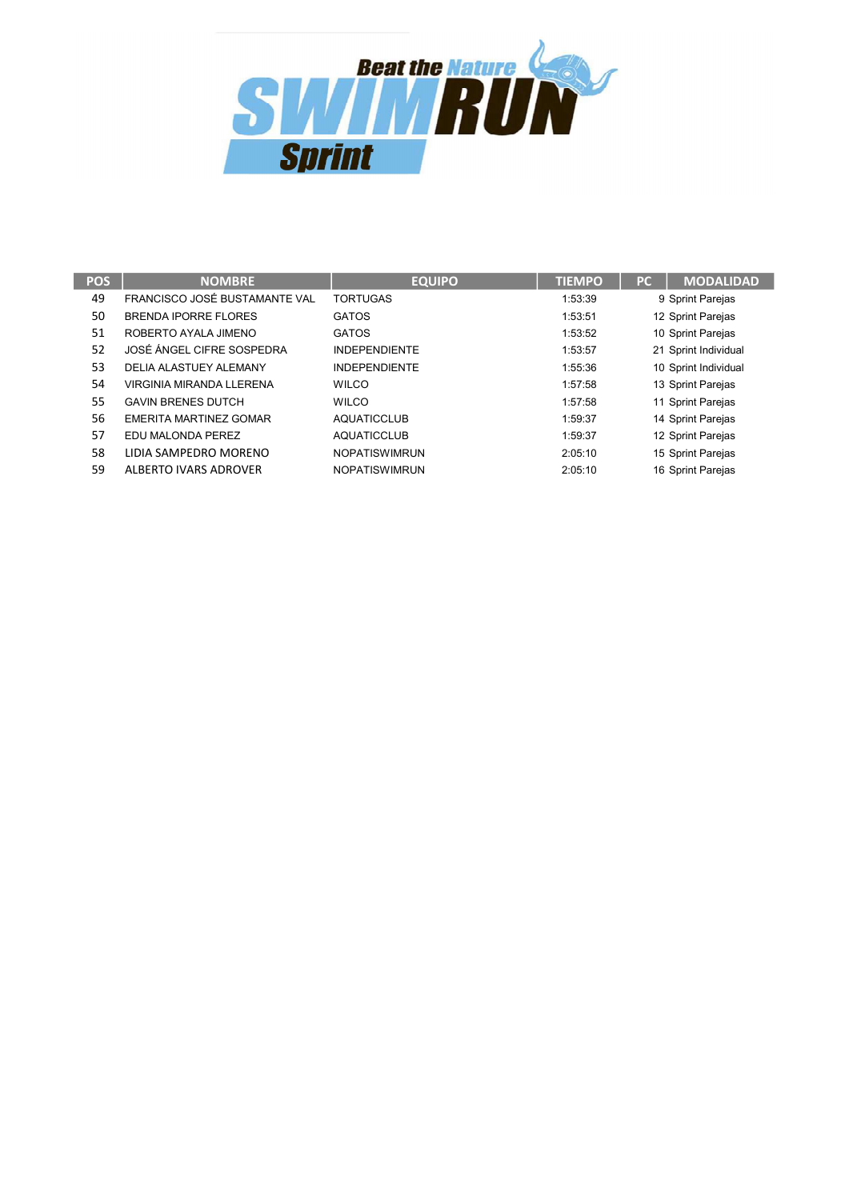| POS | NOMBRE | EQUIPO | TIEMPO | PC | MODALIDAD |
|---|---|---|---|---|---|
| 49 | FRANCISCO JOSÉ BUSTAMANTE VAL | TORTUGAS | 1:53:39 | 9 | Sprint Parejas |
| 50 | BRENDA IPORRE FLORES | GATOS | 1:53:51 | 12 | Sprint Parejas |
| 51 | ROBERTO AYALA JIMENO | GATOS | 1:53:52 | 10 | Sprint Parejas |
| 52 | JOSÉ ÁNGEL CIFRE SOSPEDRA | INDEPENDIENTE | 1:53:57 | 21 | Sprint Individual |
| 53 | DELIA ALASTUEY ALEMANY | INDEPENDIENTE | 1:55:36 | 10 | Sprint Individual |
| 54 | VIRGINIA MIRANDA LLERENA | WILCO | 1:57:58 | 13 | Sprint Parejas |
| 55 | GAVIN BRENES DUTCH | WILCO | 1:57:58 | 11 | Sprint Parejas |
| 56 | EMERITA MARTINEZ GOMAR | AQUATICCLUB | 1:59:37 | 14 | Sprint Parejas |
| 57 | EDU MALONDA PEREZ | AQUATICCLUB | 1:59:37 | 12 | Sprint Parejas |
| 58 | LIDIA SAMPEDRO MORENO | NOPATISWIMRUN | 2:05:10 | 15 | Sprint Parejas |
| 59 | ALBERTO IVARS ADROVER | NOPATISWIMRUN | 2:05:10 | 16 | Sprint Parejas |